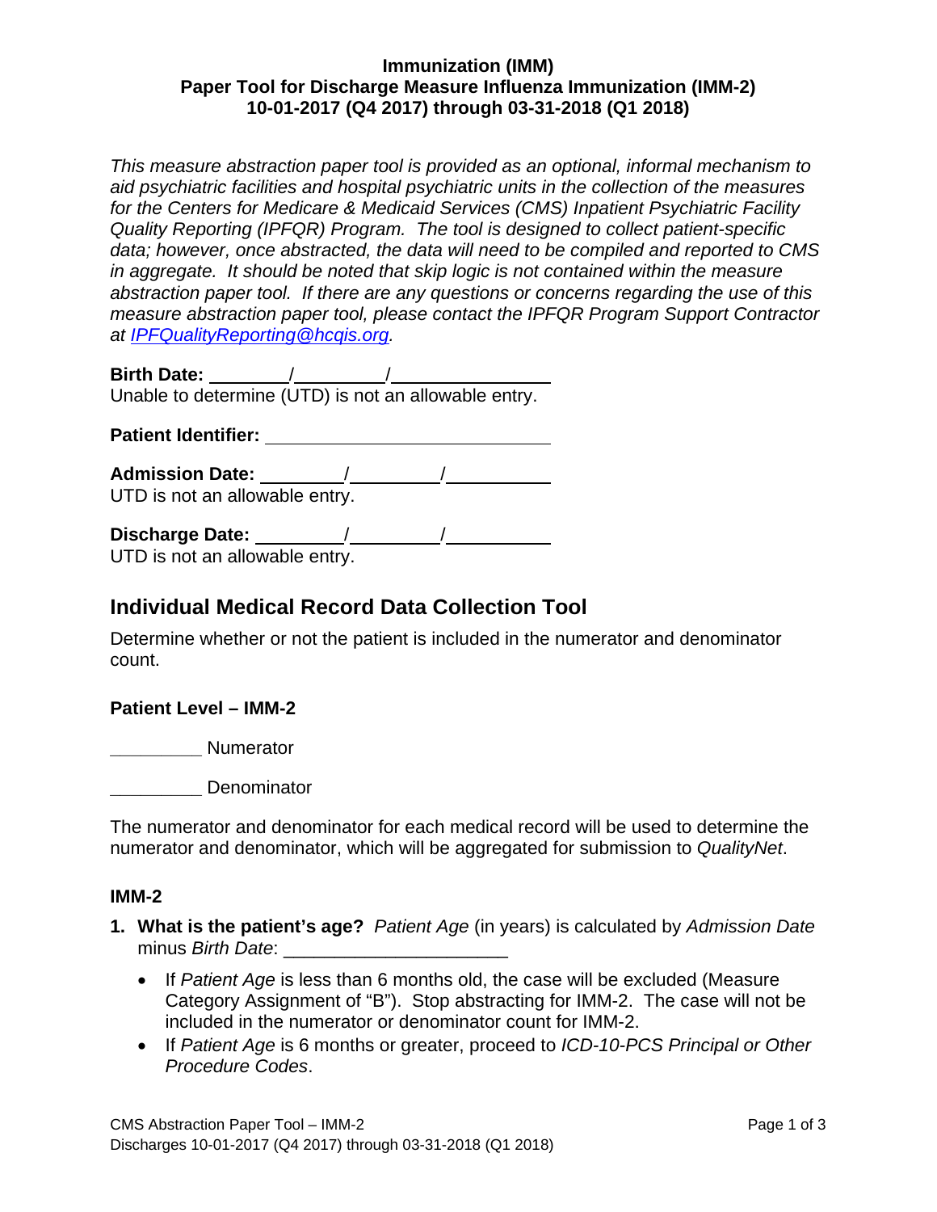**Immunization (IMM)**
**Paper Tool for Discharge Measure Influenza Immunization (IMM-2)**
**10-01-2017 (Q4 2017) through 03-31-2018 (Q1 2018)**

*This measure abstraction paper tool is provided as an optional, informal mechanism to aid psychiatric facilities and hospital psychiatric units in the collection of the measures for the Centers for Medicare & Medicaid Services (CMS) Inpatient Psychiatric Facility Quality Reporting (IPFQR) Program. The tool is designed to collect patient-specific data; however, once abstracted, the data will need to be compiled and reported to CMS in aggregate. It should be noted that skip logic is not contained within the measure abstraction paper tool. If there are any questions or concerns regarding the use of this measure abstraction paper tool, please contact the IPFQR Program Support Contractor at IPFQualityReporting@hcqis.org.*

**Birth Date:** ________/_________/________________
Unable to determine (UTD) is not an allowable entry.

**Patient Identifier:** ____________________________

**Admission Date:** ________/_________/__________
UTD is not an allowable entry.

**Discharge Date:** ________/_________/__________
UTD is not an allowable entry.

## Individual Medical Record Data Collection Tool

Determine whether or not the patient is included in the numerator and denominator count.

**Patient Level – IMM-2**

_________ Numerator

_________ Denominator

The numerator and denominator for each medical record will be used to determine the numerator and denominator, which will be aggregated for submission to *QualityNet*.

**IMM-2**

1. **What is the patient's age?** *Patient Age* (in years) is calculated by *Admission Date* minus *Birth Date*: ______________________
   - If *Patient Age* is less than 6 months old, the case will be excluded (Measure Category Assignment of "B"). Stop abstracting for IMM-2. The case will not be included in the numerator or denominator count for IMM-2.
   - If *Patient Age* is 6 months or greater, proceed to *ICD-10-PCS Principal or Other Procedure Codes*.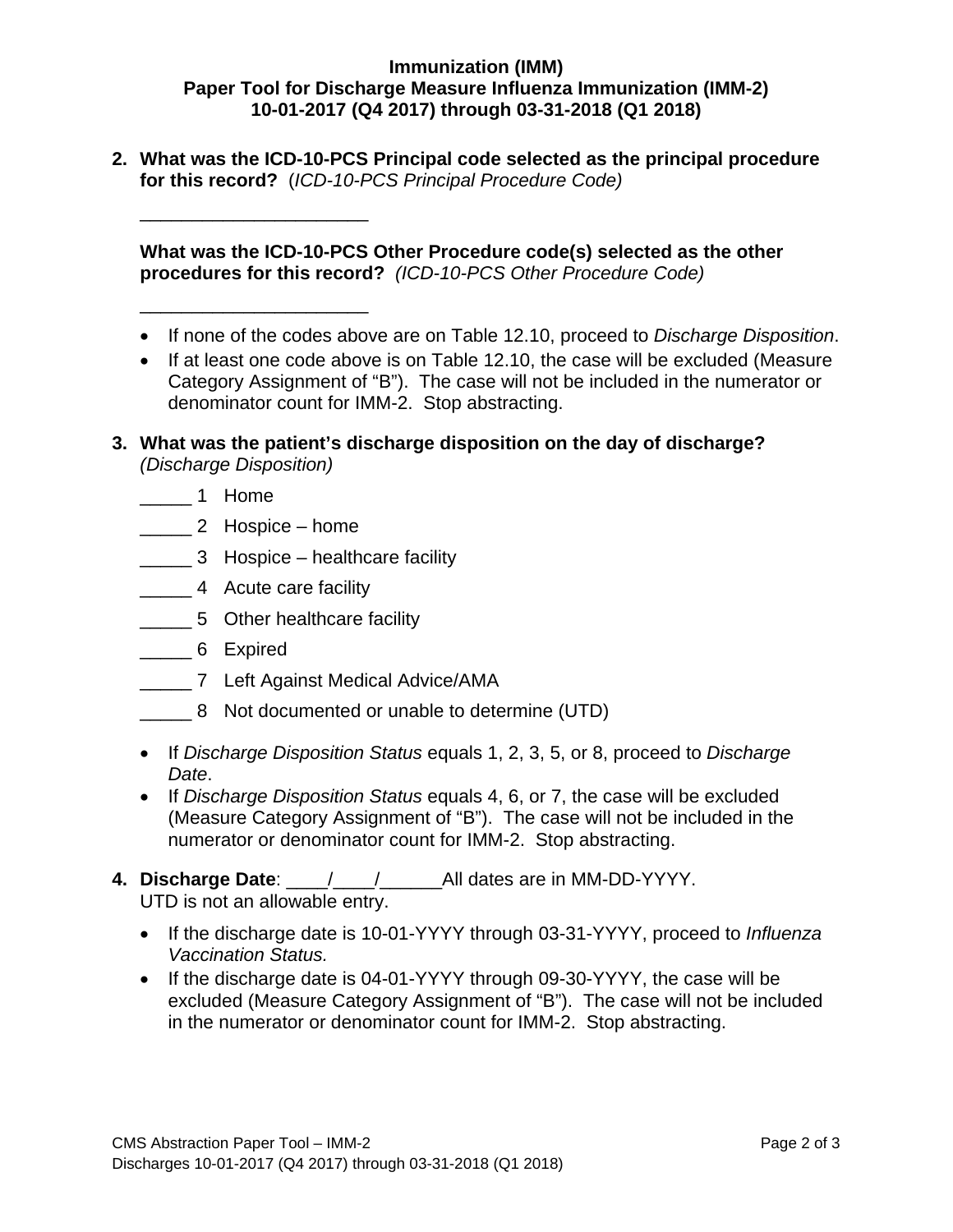**Immunization (IMM)**
**Paper Tool for Discharge Measure Influenza Immunization (IMM-2)**
**10-01-2017 (Q4 2017) through 03-31-2018 (Q1 2018)**

2. **What was the ICD-10-PCS Principal code selected as the principal procedure for this record?** (*ICD-10-PCS Principal Procedure Code)*

   ______________________

   **What was the ICD-10-PCS Other Procedure code(s) selected as the other procedures for this record?** *(ICD-10-PCS Other Procedure Code)*

   ______________________

   - If none of the codes above are on Table 12.10, proceed to *Discharge Disposition*.
   - If at least one code above is on Table 12.10, the case will be excluded (Measure Category Assignment of "B"). The case will not be included in the numerator or denominator count for IMM-2. Stop abstracting.

3. **What was the patient's discharge disposition on the day of discharge?** *(Discharge Disposition)*

   _____ 1 Home
   _____ 2 Hospice – home
   _____ 3 Hospice – healthcare facility
   _____ 4 Acute care facility
   _____ 5 Other healthcare facility
   _____ 6 Expired
   _____ 7 Left Against Medical Advice/AMA
   _____ 8 Not documented or unable to determine (UTD)

   - If *Discharge Disposition Status* equals 1, 2, 3, 5, or 8, proceed to *Discharge Date*.
   - If *Discharge Disposition Status* equals 4, 6, or 7, the case will be excluded (Measure Category Assignment of "B"). The case will not be included in the numerator or denominator count for IMM-2. Stop abstracting.

4. **Discharge Date**: ____/____/______All dates are in MM-DD-YYYY.
   UTD is not an allowable entry.

   - If the discharge date is 10-01-YYYY through 03-31-YYYY, proceed to *Influenza Vaccination Status.*
   - If the discharge date is 04-01-YYYY through 09-30-YYYY, the case will be excluded (Measure Category Assignment of "B"). The case will not be included in the numerator or denominator count for IMM-2. Stop abstracting.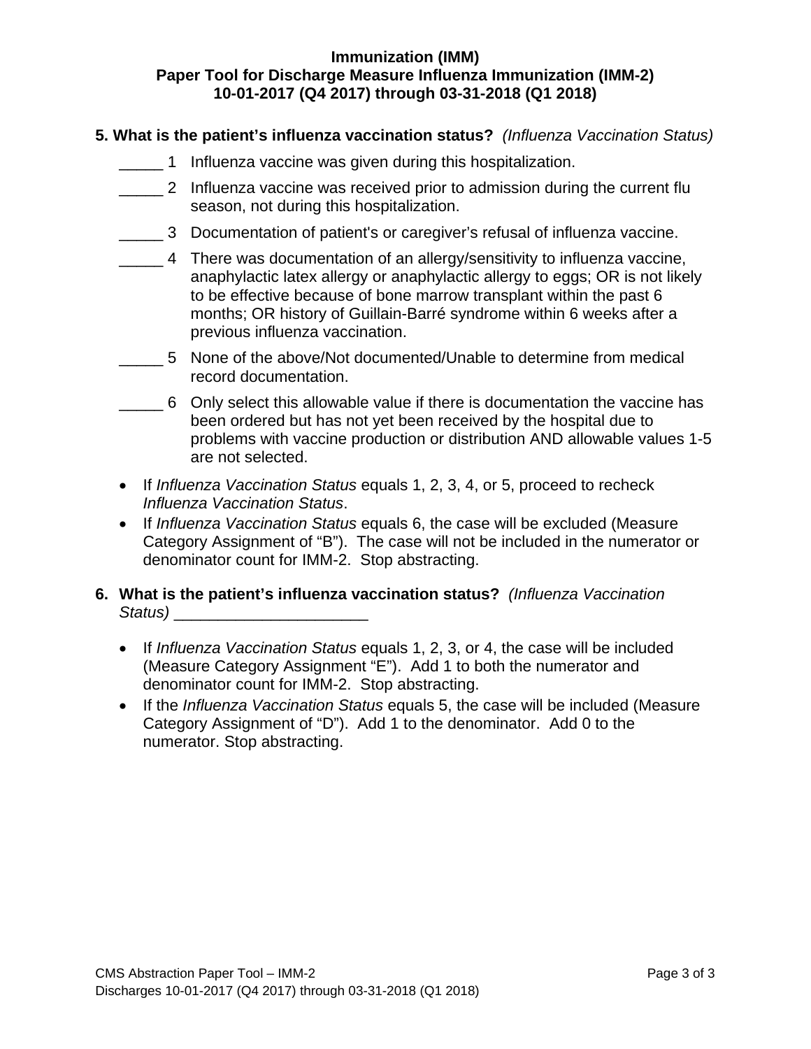**5. What is the patient's influenza vaccination status?** *(Influenza Vaccination Status)*

_____ 1 Influenza vaccine was given during this hospitalization.

_____ 2 Influenza vaccine was received prior to admission during the current flu season, not during this hospitalization.

_____ 3 Documentation of patient's or caregiver's refusal of influenza vaccine.

_____ 4 There was documentation of an allergy/sensitivity to influenza vaccine, anaphylactic latex allergy or anaphylactic allergy to eggs; OR is not likely to be effective because of bone marrow transplant within the past 6 months; OR history of Guillain-Barré syndrome within 6 weeks after a previous influenza vaccination.

_____ 5 None of the above/Not documented/Unable to determine from medical record documentation.

_____ 6 Only select this allowable value if there is documentation the vaccine has been ordered but has not yet been received by the hospital due to problems with vaccine production or distribution AND allowable values 1-5 are not selected.

- If *Influenza Vaccination Status* equals 1, 2, 3, 4, or 5, proceed to recheck *Influenza Vaccination Status*.
- If *Influenza Vaccination Status* equals 6, the case will be excluded (Measure Category Assignment of "B"). The case will not be included in the numerator or denominator count for IMM-2. Stop abstracting.

**6. What is the patient's influenza vaccination status?** *(Influenza Vaccination Status)* ______________________

- If *Influenza Vaccination Status* equals 1, 2, 3, or 4, the case will be included (Measure Category Assignment "E"). Add 1 to both the numerator and denominator count for IMM-2. Stop abstracting.
- If the *Influenza Vaccination Status* equals 5, the case will be included (Measure Category Assignment of "D"). Add 1 to the denominator. Add 0 to the numerator. Stop abstracting.